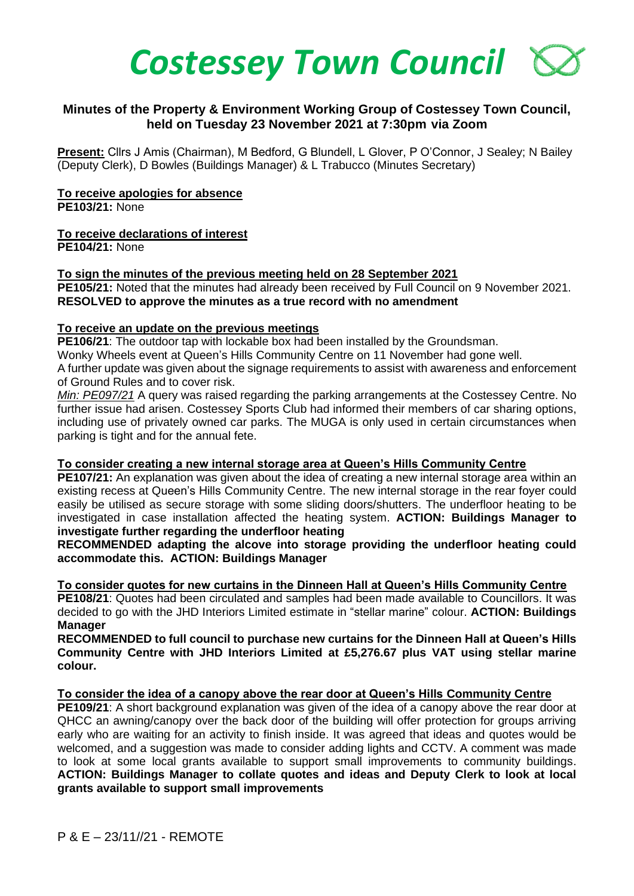# *Costessey Town Council*

## Minutes of the Property & Environment Working Group of Costessey Town Council, held on Tuesday 23 November 2021 at 7:30pm via Zoom

**Present:** Cllrs J Amis (Chairman), M Bedford, G Blundell, L Glover, P O'Connor, J Sealey; N Bailey (Deputy Clerk), D Bowles (Buildings Manager) & L Trabucco (Minutes Secretary)

**To receive apologies for absence**
**PE103/21:** None

**To receive declarations of interest**
**PE104/21:** None

**To sign the minutes of the previous meeting held on 28 September 2021**
**PE105/21:** Noted that the minutes had already been received by Full Council on 9 November 2021. **RESOLVED to approve the minutes as a true record with no amendment**

**To receive an update on the previous meetings**
**PE106/21**: The outdoor tap with lockable box had been installed by the Groundsman.
Wonky Wheels event at Queen's Hills Community Centre on 11 November had gone well.
A further update was given about the signage requirements to assist with awareness and enforcement of Ground Rules and to cover risk.
*Min: PE097/21* A query was raised regarding the parking arrangements at the Costessey Centre. No further issue had arisen. Costessey Sports Club had informed their members of car sharing options, including use of privately owned car parks. The MUGA is only used in certain circumstances when parking is tight and for the annual fete.

**To consider creating a new internal storage area at Queen's Hills Community Centre**
**PE107/21:** An explanation was given about the idea of creating a new internal storage area within an existing recess at Queen's Hills Community Centre. The new internal storage in the rear foyer could easily be utilised as secure storage with some sliding doors/shutters. The underfloor heating to be investigated in case installation affected the heating system. **ACTION: Buildings Manager to investigate further regarding the underfloor heating**
**RECOMMENDED adapting the alcove into storage providing the underfloor heating could accommodate this. ACTION: Buildings Manager**

**To consider quotes for new curtains in the Dinneen Hall at Queen's Hills Community Centre**
**PE108/21**: Quotes had been circulated and samples had been made available to Councillors. It was decided to go with the JHD Interiors Limited estimate in "stellar marine" colour. **ACTION: Buildings Manager**
**RECOMMENDED to full council to purchase new curtains for the Dinneen Hall at Queen's Hills Community Centre with JHD Interiors Limited at £5,276.67 plus VAT using stellar marine colour.**

**To consider the idea of a canopy above the rear door at Queen's Hills Community Centre**
**PE109/21**: A short background explanation was given of the idea of a canopy above the rear door at QHCC an awning/canopy over the back door of the building will offer protection for groups arriving early who are waiting for an activity to finish inside. It was agreed that ideas and quotes would be welcomed, and a suggestion was made to consider adding lights and CCTV. A comment was made to look at some local grants available to support small improvements to community buildings. **ACTION: Buildings Manager to collate quotes and ideas and Deputy Clerk to look at local grants available to support small improvements**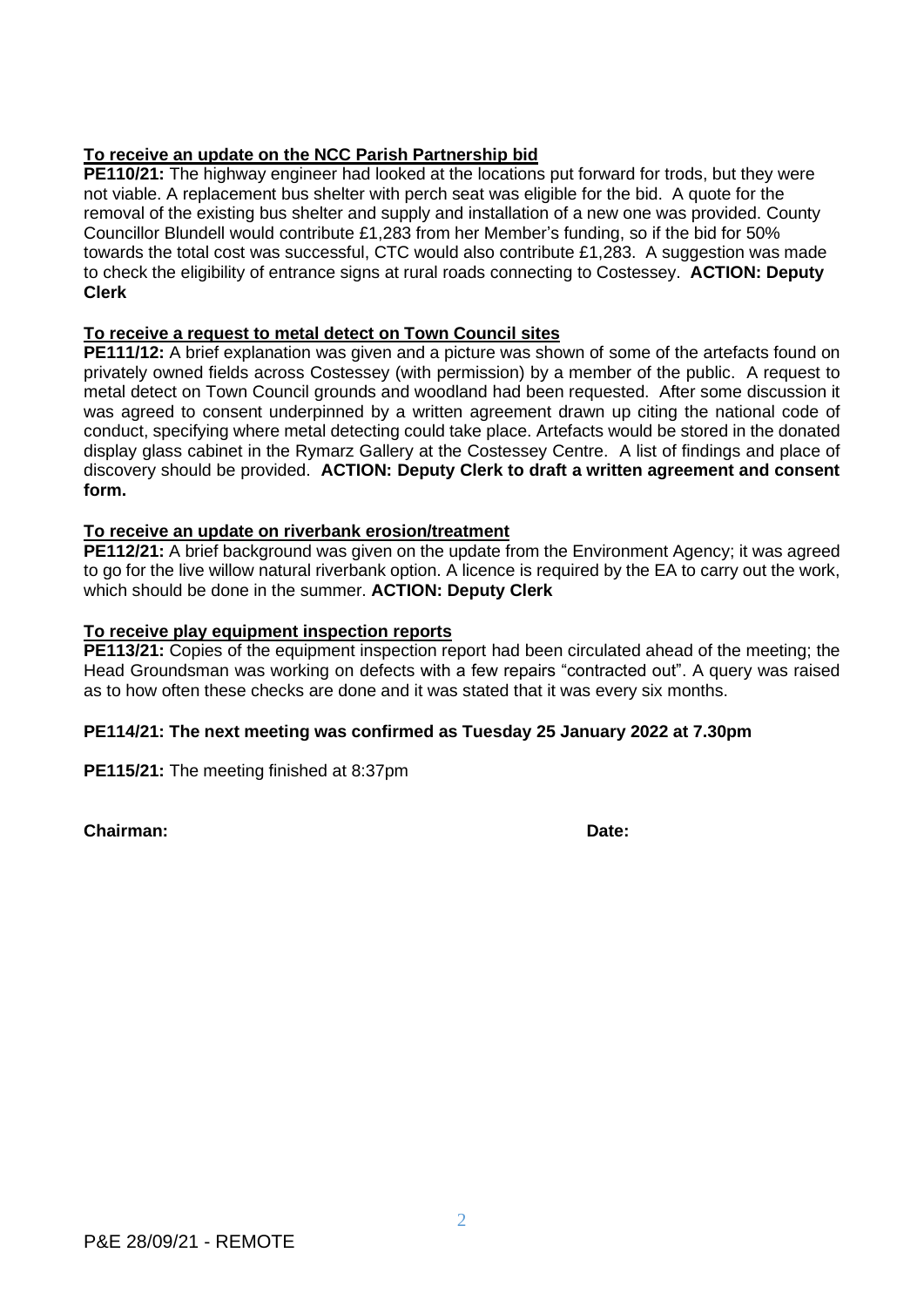**To receive an update on the NCC Parish Partnership bid**

**PE110/21:** The highway engineer had looked at the locations put forward for trods, but they were not viable. A replacement bus shelter with perch seat was eligible for the bid. A quote for the removal of the existing bus shelter and supply and installation of a new one was provided. County Councillor Blundell would contribute £1,283 from her Member's funding, so if the bid for 50% towards the total cost was successful, CTC would also contribute £1,283. A suggestion was made to check the eligibility of entrance signs at rural roads connecting to Costessey. **ACTION: Deputy Clerk**

**To receive a request to metal detect on Town Council sites**

**PE111/12:** A brief explanation was given and a picture was shown of some of the artefacts found on privately owned fields across Costessey (with permission) by a member of the public. A request to metal detect on Town Council grounds and woodland had been requested. After some discussion it was agreed to consent underpinned by a written agreement drawn up citing the national code of conduct, specifying where metal detecting could take place. Artefacts would be stored in the donated display glass cabinet in the Rymarz Gallery at the Costessey Centre. A list of findings and place of discovery should be provided. **ACTION: Deputy Clerk to draft a written agreement and consent form.**

**To receive an update on riverbank erosion/treatment**

**PE112/21:** A brief background was given on the update from the Environment Agency; it was agreed to go for the live willow natural riverbank option. A licence is required by the EA to carry out the work, which should be done in the summer. **ACTION: Deputy Clerk**

**To receive play equipment inspection reports**

**PE113/21:** Copies of the equipment inspection report had been circulated ahead of the meeting; the Head Groundsman was working on defects with a few repairs "contracted out". A query was raised as to how often these checks are done and it was stated that it was every six months.

**PE114/21: The next meeting was confirmed as Tuesday 25 January 2022 at 7.30pm**

**PE115/21:** The meeting finished at 8:37pm

**Chairman:** **Date:**